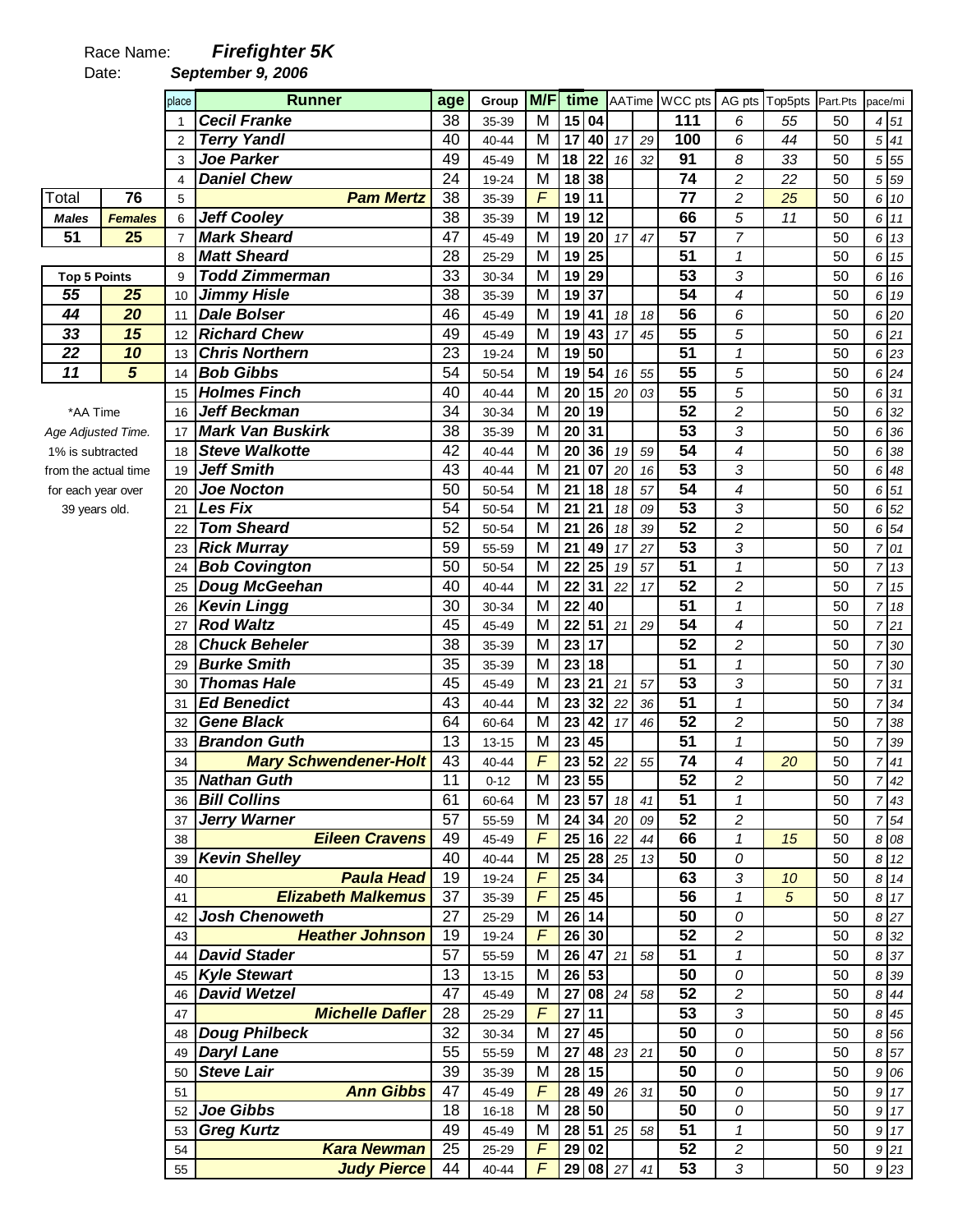Race Name: ***Firefighter 5K***

Date: ***September 9, 2006***

| Total | 76 |
|---|---|
| ***Males*** | ***Females*** |
| **51** | **25** |

| Top 5 Points | |
|---|---|
| ***55*** | ***25*** |
| ***44*** | ***20*** |
| ***33*** | ***15*** |
| ***22*** | ***10*** |
| ***11*** | ***5*** |

*AA Time
*Age Adjusted Time.*
1% is subtracted from the actual time for each year over 39 years old.

| place | Runner | age | Group | M/F | time | | AATime | | WCC pts | AG pts | Top5pts | Part.Pts | pace/mi | |
|---|---|---|---|---|---|---|---|---|---|---|---|---|---|---|
| 1 | ***Cecil Franke*** | 38 | 35-39 | M | 15 | 04 | | | 111 | 6 | 55 | 50 | 4 | 51 |
| 2 | ***Terry Yandl*** | 40 | 40-44 | M | 17 | 40 | 17 | 29 | 100 | 6 | 44 | 50 | 5 | 41 |
| 3 | ***Joe Parker*** | 49 | 45-49 | M | 18 | 22 | 16 | 32 | 91 | 8 | 33 | 50 | 5 | 55 |
| 4 | ***Daniel Chew*** | 24 | 19-24 | M | 18 | 38 | | | 74 | 2 | 22 | 50 | 5 | 59 |
| 5 | ***Pam Mertz*** | 38 | 35-39 | F | 19 | 11 | | | 77 | 2 | 25 | 50 | 6 | 10 |
| 6 | ***Jeff Cooley*** | 38 | 35-39 | M | 19 | 12 | | | 66 | 5 | 11 | 50 | 6 | 11 |
| 7 | ***Mark Sheard*** | 47 | 45-49 | M | 19 | 20 | 17 | 47 | 57 | 7 | | 50 | 6 | 13 |
| 8 | ***Matt Sheard*** | 28 | 25-29 | M | 19 | 25 | | | 51 | 1 | | 50 | 6 | 15 |
| 9 | ***Todd Zimmerman*** | 33 | 30-34 | M | 19 | 29 | | | 53 | 3 | | 50 | 6 | 16 |
| 10 | ***Jimmy Hisle*** | 38 | 35-39 | M | 19 | 37 | | | 54 | 4 | | 50 | 6 | 19 |
| 11 | ***Dale Bolser*** | 46 | 45-49 | M | 19 | 41 | 18 | 18 | 56 | 6 | | 50 | 6 | 20 |
| 12 | ***Richard Chew*** | 49 | 45-49 | M | 19 | 43 | 17 | 45 | 55 | 5 | | 50 | 6 | 21 |
| 13 | ***Chris Northern*** | 23 | 19-24 | M | 19 | 50 | | | 51 | 1 | | 50 | 6 | 23 |
| 14 | ***Bob Gibbs*** | 54 | 50-54 | M | 19 | 54 | 16 | 55 | 55 | 5 | | 50 | 6 | 24 |
| 15 | ***Holmes Finch*** | 40 | 40-44 | M | 20 | 15 | 20 | 03 | 55 | 5 | | 50 | 6 | 31 |
| 16 | ***Jeff Beckman*** | 34 | 30-34 | M | 20 | 19 | | | 52 | 2 | | 50 | 6 | 32 |
| 17 | ***Mark Van Buskirk*** | 38 | 35-39 | M | 20 | 31 | | | 53 | 3 | | 50 | 6 | 36 |
| 18 | ***Steve Walkotte*** | 42 | 40-44 | M | 20 | 36 | 19 | 59 | 54 | 4 | | 50 | 6 | 38 |
| 19 | ***Jeff Smith*** | 43 | 40-44 | M | 21 | 07 | 20 | 16 | 53 | 3 | | 50 | 6 | 48 |
| 20 | ***Joe Nocton*** | 50 | 50-54 | M | 21 | 18 | 18 | 57 | 54 | 4 | | 50 | 6 | 51 |
| 21 | ***Les Fix*** | 54 | 50-54 | M | 21 | 21 | 18 | 09 | 53 | 3 | | 50 | 6 | 52 |
| 22 | ***Tom Sheard*** | 52 | 50-54 | M | 21 | 26 | 18 | 39 | 52 | 2 | | 50 | 6 | 54 |
| 23 | ***Rick Murray*** | 59 | 55-59 | M | 21 | 49 | 17 | 27 | 53 | 3 | | 50 | 7 | 01 |
| 24 | ***Bob Covington*** | 50 | 50-54 | M | 22 | 25 | 19 | 57 | 51 | 1 | | 50 | 7 | 13 |
| 25 | ***Doug McGeehan*** | 40 | 40-44 | M | 22 | 31 | 22 | 17 | 52 | 2 | | 50 | 7 | 15 |
| 26 | ***Kevin Lingg*** | 30 | 30-34 | M | 22 | 40 | | | 51 | 1 | | 50 | 7 | 18 |
| 27 | ***Rod Waltz*** | 45 | 45-49 | M | 22 | 51 | 21 | 29 | 54 | 4 | | 50 | 7 | 21 |
| 28 | ***Chuck Beheler*** | 38 | 35-39 | M | 23 | 17 | | | 52 | 2 | | 50 | 7 | 30 |
| 29 | ***Burke Smith*** | 35 | 35-39 | M | 23 | 18 | | | 51 | 1 | | 50 | 7 | 30 |
| 30 | ***Thomas Hale*** | 45 | 45-49 | M | 23 | 21 | 21 | 57 | 53 | 3 | | 50 | 7 | 31 |
| 31 | ***Ed Benedict*** | 43 | 40-44 | M | 23 | 32 | 22 | 36 | 51 | 1 | | 50 | 7 | 34 |
| 32 | ***Gene Black*** | 64 | 60-64 | M | 23 | 42 | 17 | 46 | 52 | 2 | | 50 | 7 | 38 |
| 33 | ***Brandon Guth*** | 13 | 13-15 | M | 23 | 45 | | | 51 | 1 | | 50 | 7 | 39 |
| 34 | ***Mary Schwendener-Holt*** | 43 | 40-44 | F | 23 | 52 | 22 | 55 | 74 | 4 | 20 | 50 | 7 | 41 |
| 35 | ***Nathan Guth*** | 11 | 0-12 | M | 23 | 55 | | | 52 | 2 | | 50 | 7 | 42 |
| 36 | ***Bill Collins*** | 61 | 60-64 | M | 23 | 57 | 18 | 41 | 51 | 1 | | 50 | 7 | 43 |
| 37 | ***Jerry Warner*** | 57 | 55-59 | M | 24 | 34 | 20 | 09 | 52 | 2 | | 50 | 7 | 54 |
| 38 | ***Eileen Cravens*** | 49 | 45-49 | F | 25 | 16 | 22 | 44 | 66 | 1 | 15 | 50 | 8 | 08 |
| 39 | ***Kevin Shelley*** | 40 | 40-44 | M | 25 | 28 | 25 | 13 | 50 | 0 | | 50 | 8 | 12 |
| 40 | ***Paula Head*** | 19 | 19-24 | F | 25 | 34 | | | 63 | 3 | 10 | 50 | 8 | 14 |
| 41 | ***Elizabeth Malkemus*** | 37 | 35-39 | F | 25 | 45 | | | 56 | 1 | 5 | 50 | 8 | 17 |
| 42 | ***Josh Chenoweth*** | 27 | 25-29 | M | 26 | 14 | | | 50 | 0 | | 50 | 8 | 27 |
| 43 | ***Heather Johnson*** | 19 | 19-24 | F | 26 | 30 | | | 52 | 2 | | 50 | 8 | 32 |
| 44 | ***David Stader*** | 57 | 55-59 | M | 26 | 47 | 21 | 58 | 51 | 1 | | 50 | 8 | 37 |
| 45 | ***Kyle Stewart*** | 13 | 13-15 | M | 26 | 53 | | | 50 | 0 | | 50 | 8 | 39 |
| 46 | ***David Wetzel*** | 47 | 45-49 | M | 27 | 08 | 24 | 58 | 52 | 2 | | 50 | 8 | 44 |
| 47 | ***Michelle Dafler*** | 28 | 25-29 | F | 27 | 11 | | | 53 | 3 | | 50 | 8 | 45 |
| 48 | ***Doug Philbeck*** | 32 | 30-34 | M | 27 | 45 | | | 50 | 0 | | 50 | 8 | 56 |
| 49 | ***Daryl Lane*** | 55 | 55-59 | M | 27 | 48 | 23 | 21 | 50 | 0 | | 50 | 8 | 57 |
| 50 | ***Steve Lair*** | 39 | 35-39 | M | 28 | 15 | | | 50 | 0 | | 50 | 9 | 06 |
| 51 | ***Ann Gibbs*** | 47 | 45-49 | F | 28 | 49 | 26 | 31 | 50 | 0 | | 50 | 9 | 17 |
| 52 | ***Joe Gibbs*** | 18 | 16-18 | M | 28 | 50 | | | 50 | 0 | | 50 | 9 | 17 |
| 53 | ***Greg Kurtz*** | 49 | 45-49 | M | 28 | 51 | 25 | 58 | 51 | 1 | | 50 | 9 | 17 |
| 54 | ***Kara Newman*** | 25 | 25-29 | F | 29 | 02 | | | 52 | 2 | | 50 | 9 | 21 |
| 55 | ***Judy Pierce*** | 44 | 40-44 | F | 29 | 08 | 27 | 41 | 53 | 3 | | 50 | 9 | 23 |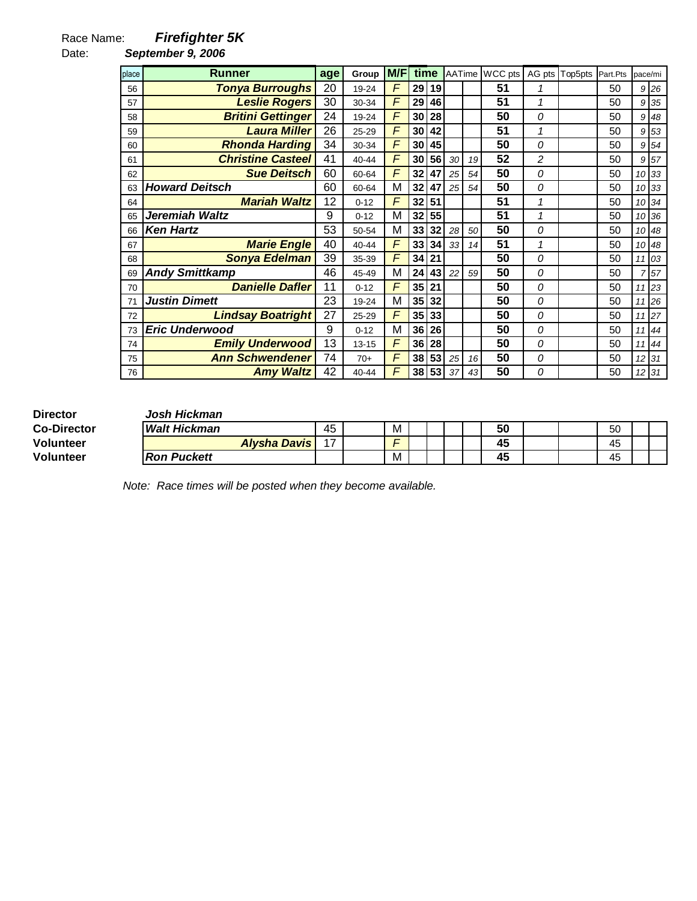Race Name: ***Firefighter 5K***

Date: ***September 9, 2006***

| place | Runner | age | Group | M/F | time | | AATime | | WCC pts | AG pts | Top5pts | Part.Pts | pace/mi | |
|---|---|---|---|---|---|---|---|---|---|---|---|---|---|---|
| 56 | ***Tonya Burroughs*** | 20 | 19-24 | *F* | 29 | 19 | | | 51 | *1* | | 50 | *9* | *26* |
| 57 | ***Leslie Rogers*** | 30 | 30-34 | *F* | 29 | 46 | | | 51 | *1* | | 50 | *9* | *35* |
| 58 | ***Britini Gettinger*** | 24 | 19-24 | *F* | 30 | 28 | | | 50 | *0* | | 50 | *9* | *48* |
| 59 | ***Laura Miller*** | 26 | 25-29 | *F* | 30 | 42 | | | 51 | *1* | | 50 | *9* | *53* |
| 60 | ***Rhonda Harding*** | 34 | 30-34 | *F* | 30 | 45 | | | 50 | *0* | | 50 | *9* | *54* |
| 61 | ***Christine Casteel*** | 41 | 40-44 | *F* | 30 | 56 | *30* | *19* | 52 | *2* | | 50 | *9* | *57* |
| 62 | ***Sue Deitsch*** | 60 | 60-64 | *F* | 32 | 47 | *25* | *54* | 50 | *0* | | 50 | *10* | *33* |
| 63 | ***Howard Deitsch*** | 60 | 60-64 | M | 32 | 47 | *25* | *54* | 50 | *0* | | 50 | *10* | *33* |
| 64 | ***Mariah Waltz*** | 12 | 0-12 | *F* | 32 | 51 | | | 51 | *1* | | 50 | *10* | *34* |
| 65 | ***Jeremiah Waltz*** | 9 | 0-12 | M | 32 | 55 | | | 51 | *1* | | 50 | *10* | *36* |
| 66 | ***Ken Hartz*** | 53 | 50-54 | M | 33 | 32 | *28* | *50* | 50 | *0* | | 50 | *10* | *48* |
| 67 | ***Marie Engle*** | 40 | 40-44 | *F* | 33 | 34 | *33* | *14* | 51 | *1* | | 50 | *10* | *48* |
| 68 | ***Sonya Edelman*** | 39 | 35-39 | *F* | 34 | 21 | | | 50 | *0* | | 50 | *11* | *03* |
| 69 | ***Andy Smittkamp*** | 46 | 45-49 | M | 24 | 43 | *22* | *59* | 50 | *0* | | 50 | *7* | *57* |
| 70 | ***Danielle Dafler*** | 11 | 0-12 | *F* | 35 | 21 | | | 50 | *0* | | 50 | *11* | *23* |
| 71 | ***Justin Dimett*** | 23 | 19-24 | M | 35 | 32 | | | 50 | *0* | | 50 | *11* | *26* |
| 72 | ***Lindsay Boatright*** | 27 | 25-29 | *F* | 35 | 33 | | | 50 | *0* | | 50 | *11* | *27* |
| 73 | ***Eric Underwood*** | 9 | 0-12 | M | 36 | 26 | | | 50 | *0* | | 50 | *11* | *44* |
| 74 | ***Emily Underwood*** | 13 | 13-15 | *F* | 36 | 28 | | | 50 | *0* | | 50 | *11* | *44* |
| 75 | ***Ann Schwendener*** | 74 | 70+ | *F* | 38 | 53 | *25* | *16* | 50 | *0* | | 50 | *12* | *31* |
| 76 | ***Amy Waltz*** | 42 | 40-44 | *F* | 38 | 53 | *37* | *43* | 50 | *0* | | 50 | *12* | *31* |

| | | | | | | | | | | | | | | |
|---|---|---|---|---|---|---|---|---|---|---|---|---|---|---|
| **Director** | ***Josh Hickman*** | | | | | | | | | | | | | |
| **Co-Director** | ***Walt Hickman*** | 45 | | M | | | | | 50 | | | 50 | | |
| **Volunteer** | ***Alysha Davis*** | 17 | | *F* | | | | | 45 | | | 45 | | |
| **Volunteer** | ***Ron Puckett*** | | | M | | | | | 45 | | | 45 | | |

*Note: Race times will be posted when they become available.*